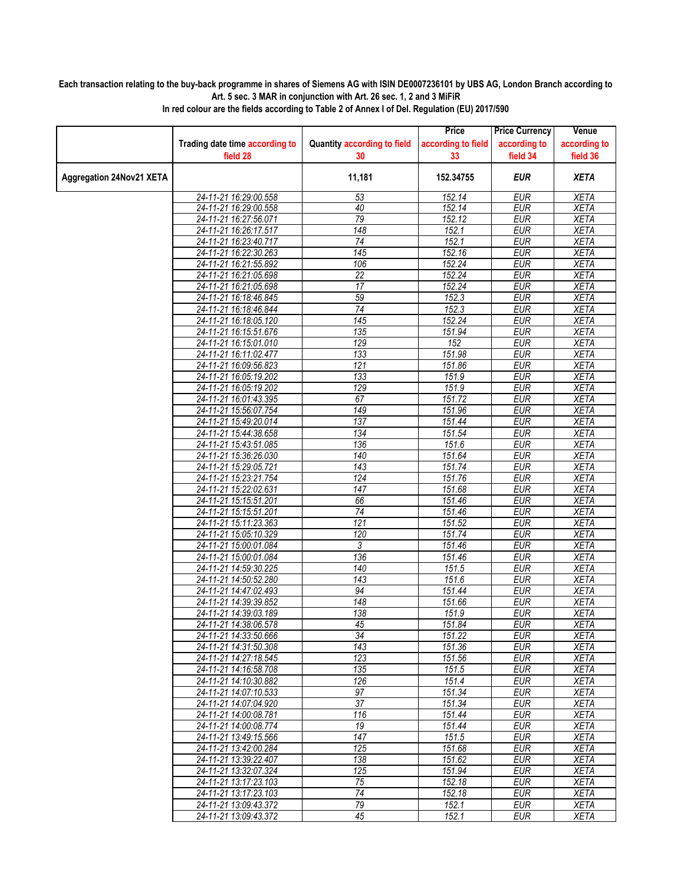**Each transaction relating to the buy-back programme in shares of Siemens AG with ISIN DE0007236101 by UBS AG, London Branch according to Art. 5 sec. 3 MAR in conjunction with Art. 26 sec. 1, 2 and 3 MiFiR**

**In red colour are the fields according to Table 2 of Annex I of Del. Regulation (EU) 2017/590**

| | Trading date time according to field 28 | Quantity according to field 30 | Price according to field 33 | Price Currency according to field 34 | Venue according to field 36 |
|---|---|---|---|---|---|
| **Aggregation 24Nov21 XETA** | | **11,181** | **152.34755** | ***EUR*** | ***XETA*** |
| | 24-11-21 16:29:00.558 | 53 | 152.14 | EUR | XETA |
| | 24-11-21 16:29:00.558 | 40 | 152.14 | EUR | XETA |
| | 24-11-21 16:27:56.071 | 79 | 152.12 | EUR | XETA |
| | 24-11-21 16:26:17.517 | 148 | 152.1 | EUR | XETA |
| | 24-11-21 16:23:40.717 | 74 | 152.1 | EUR | XETA |
| | 24-11-21 16:22:30.263 | 145 | 152.16 | EUR | XETA |
| | 24-11-21 16:21:55.892 | 106 | 152.24 | EUR | XETA |
| | 24-11-21 16:21:05.698 | 22 | 152.24 | EUR | XETA |
| | 24-11-21 16:21:05.698 | 17 | 152.24 | EUR | XETA |
| | 24-11-21 16:18:46.845 | 59 | 152.3 | EUR | XETA |
| | 24-11-21 16:18:46.844 | 74 | 152.3 | EUR | XETA |
| | 24-11-21 16:18:05.120 | 145 | 152.24 | EUR | XETA |
| | 24-11-21 16:15:51.676 | 135 | 151.94 | EUR | XETA |
| | 24-11-21 16:15:01.010 | 129 | 152 | EUR | XETA |
| | 24-11-21 16:11:02.477 | 133 | 151.98 | EUR | XETA |
| | 24-11-21 16:09:56.823 | 121 | 151.86 | EUR | XETA |
| | 24-11-21 16:05:19.202 | 133 | 151.9 | EUR | XETA |
| | 24-11-21 16:05:19.202 | 129 | 151.9 | EUR | XETA |
| | 24-11-21 16:01:43.395 | 67 | 151.72 | EUR | XETA |
| | 24-11-21 15:56:07.754 | 149 | 151.96 | EUR | XETA |
| | 24-11-21 15:49:20.014 | 137 | 151.44 | EUR | XETA |
| | 24-11-21 15:44:38.658 | 134 | 151.54 | EUR | XETA |
| | 24-11-21 15:43:51.085 | 136 | 151.6 | EUR | XETA |
| | 24-11-21 15:36:26.030 | 140 | 151.64 | EUR | XETA |
| | 24-11-21 15:29:05.721 | 143 | 151.74 | EUR | XETA |
| | 24-11-21 15:23:21.754 | 124 | 151.76 | EUR | XETA |
| | 24-11-21 15:22:02.631 | 147 | 151.68 | EUR | XETA |
| | 24-11-21 15:15:51.201 | 66 | 151.46 | EUR | XETA |
| | 24-11-21 15:15:51.201 | 74 | 151.46 | EUR | XETA |
| | 24-11-21 15:11:23.363 | 121 | 151.52 | EUR | XETA |
| | 24-11-21 15:05:10.329 | 120 | 151.74 | EUR | XETA |
| | 24-11-21 15:00:01.084 | 3 | 151.46 | EUR | XETA |
| | 24-11-21 15:00:01.084 | 136 | 151.46 | EUR | XETA |
| | 24-11-21 14:59:30.225 | 140 | 151.5 | EUR | XETA |
| | 24-11-21 14:50:52.280 | 143 | 151.6 | EUR | XETA |
| | 24-11-21 14:47:02.493 | 94 | 151.44 | EUR | XETA |
| | 24-11-21 14:39:39.852 | 148 | 151.66 | EUR | XETA |
| | 24-11-21 14:39:03.189 | 138 | 151.9 | EUR | XETA |
| | 24-11-21 14:38:06.578 | 45 | 151.84 | EUR | XETA |
| | 24-11-21 14:33:50.666 | 34 | 151.22 | EUR | XETA |
| | 24-11-21 14:31:50.308 | 143 | 151.36 | EUR | XETA |
| | 24-11-21 14:27:18.545 | 123 | 151.56 | EUR | XETA |
| | 24-11-21 14:16:58.708 | 135 | 151.5 | EUR | XETA |
| | 24-11-21 14:10:30.882 | 126 | 151.4 | EUR | XETA |
| | 24-11-21 14:07:10.533 | 97 | 151.34 | EUR | XETA |
| | 24-11-21 14:07:04.920 | 37 | 151.34 | EUR | XETA |
| | 24-11-21 14:00:08.781 | 116 | 151.44 | EUR | XETA |
| | 24-11-21 14:00:08.774 | 19 | 151.44 | EUR | XETA |
| | 24-11-21 13:49:15.566 | 147 | 151.5 | EUR | XETA |
| | 24-11-21 13:42:00.284 | 125 | 151.68 | EUR | XETA |
| | 24-11-21 13:39:22.407 | 138 | 151.62 | EUR | XETA |
| | 24-11-21 13:32:07.324 | 125 | 151.94 | EUR | XETA |
| | 24-11-21 13:17:23.103 | 75 | 152.18 | EUR | XETA |
| | 24-11-21 13:17:23.103 | 74 | 152.18 | EUR | XETA |
| | 24-11-21 13:09:43.372 | 79 | 152.1 | EUR | XETA |
| | 24-11-21 13:09:43.372 | 45 | 152.1 | EUR | XETA |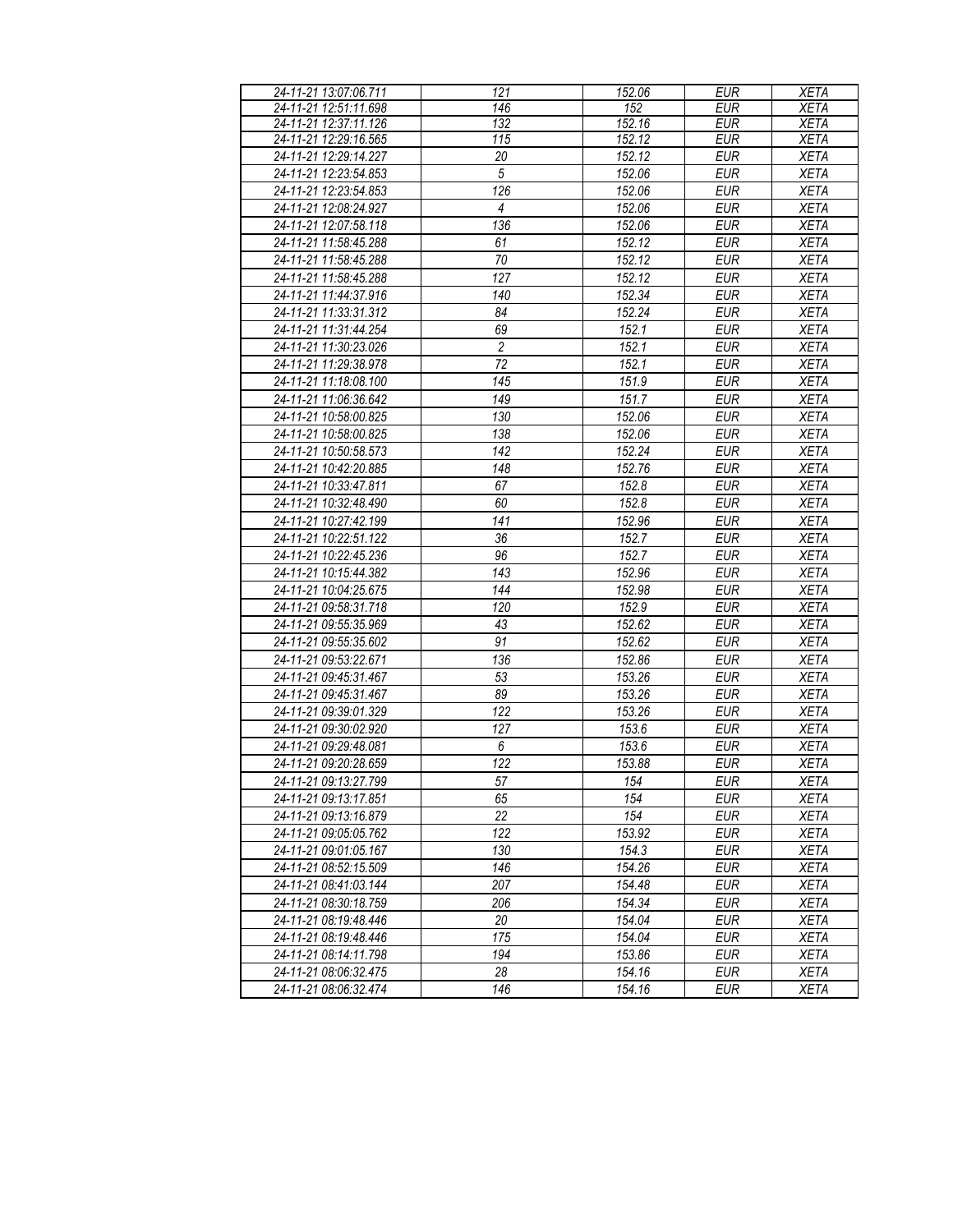| 24-11-21 13:07:06.711 | 121 | 152.06 | EUR | XETA |
|---|---|---|---|---|
| 24-11-21 12:51:11.698 | 146 | 152 | EUR | XETA |
| 24-11-21 12:37:11.126 | 132 | 152.16 | EUR | XETA |
| 24-11-21 12:29:16.565 | 115 | 152.12 | EUR | XETA |
| 24-11-21 12:29:14.227 | 20 | 152.12 | EUR | XETA |
| 24-11-21 12:23:54.853 | 5 | 152.06 | EUR | XETA |
| 24-11-21 12:23:54.853 | 126 | 152.06 | EUR | XETA |
| 24-11-21 12:08:24.927 | 4 | 152.06 | EUR | XETA |
| 24-11-21 12:07:58.118 | 136 | 152.06 | EUR | XETA |
| 24-11-21 11:58:45.288 | 61 | 152.12 | EUR | XETA |
| 24-11-21 11:58:45.288 | 70 | 152.12 | EUR | XETA |
| 24-11-21 11:58:45.288 | 127 | 152.12 | EUR | XETA |
| 24-11-21 11:44:37.916 | 140 | 152.34 | EUR | XETA |
| 24-11-21 11:33:31.312 | 84 | 152.24 | EUR | XETA |
| 24-11-21 11:31:44.254 | 69 | 152.1 | EUR | XETA |
| 24-11-21 11:30:23.026 | 2 | 152.1 | EUR | XETA |
| 24-11-21 11:29:38.978 | 72 | 152.1 | EUR | XETA |
| 24-11-21 11:18:08.100 | 145 | 151.9 | EUR | XETA |
| 24-11-21 11:06:36.642 | 149 | 151.7 | EUR | XETA |
| 24-11-21 10:58:00.825 | 130 | 152.06 | EUR | XETA |
| 24-11-21 10:58:00.825 | 138 | 152.06 | EUR | XETA |
| 24-11-21 10:50:58.573 | 142 | 152.24 | EUR | XETA |
| 24-11-21 10:42:20.885 | 148 | 152.76 | EUR | XETA |
| 24-11-21 10:33:47.811 | 67 | 152.8 | EUR | XETA |
| 24-11-21 10:32:48.490 | 60 | 152.8 | EUR | XETA |
| 24-11-21 10:27:42.199 | 141 | 152.96 | EUR | XETA |
| 24-11-21 10:22:51.122 | 36 | 152.7 | EUR | XETA |
| 24-11-21 10:22:45.236 | 96 | 152.7 | EUR | XETA |
| 24-11-21 10:15:44.382 | 143 | 152.96 | EUR | XETA |
| 24-11-21 10:04:25.675 | 144 | 152.98 | EUR | XETA |
| 24-11-21 09:58:31.718 | 120 | 152.9 | EUR | XETA |
| 24-11-21 09:55:35.969 | 43 | 152.62 | EUR | XETA |
| 24-11-21 09:55:35.602 | 91 | 152.62 | EUR | XETA |
| 24-11-21 09:53:22.671 | 136 | 152.86 | EUR | XETA |
| 24-11-21 09:45:31.467 | 53 | 153.26 | EUR | XETA |
| 24-11-21 09:45:31.467 | 89 | 153.26 | EUR | XETA |
| 24-11-21 09:39:01.329 | 122 | 153.26 | EUR | XETA |
| 24-11-21 09:30:02.920 | 127 | 153.6 | EUR | XETA |
| 24-11-21 09:29:48.081 | 6 | 153.6 | EUR | XETA |
| 24-11-21 09:20:28.659 | 122 | 153.88 | EUR | XETA |
| 24-11-21 09:13:27.799 | 57 | 154 | EUR | XETA |
| 24-11-21 09:13:17.851 | 65 | 154 | EUR | XETA |
| 24-11-21 09:13:16.879 | 22 | 154 | EUR | XETA |
| 24-11-21 09:05:05.762 | 122 | 153.92 | EUR | XETA |
| 24-11-21 09:01:05.167 | 130 | 154.3 | EUR | XETA |
| 24-11-21 08:52:15.509 | 146 | 154.26 | EUR | XETA |
| 24-11-21 08:41:03.144 | 207 | 154.48 | EUR | XETA |
| 24-11-21 08:30:18.759 | 206 | 154.34 | EUR | XETA |
| 24-11-21 08:19:48.446 | 20 | 154.04 | EUR | XETA |
| 24-11-21 08:19:48.446 | 175 | 154.04 | EUR | XETA |
| 24-11-21 08:14:11.798 | 194 | 153.86 | EUR | XETA |
| 24-11-21 08:06:32.475 | 28 | 154.16 | EUR | XETA |
| 24-11-21 08:06:32.474 | 146 | 154.16 | EUR | XETA |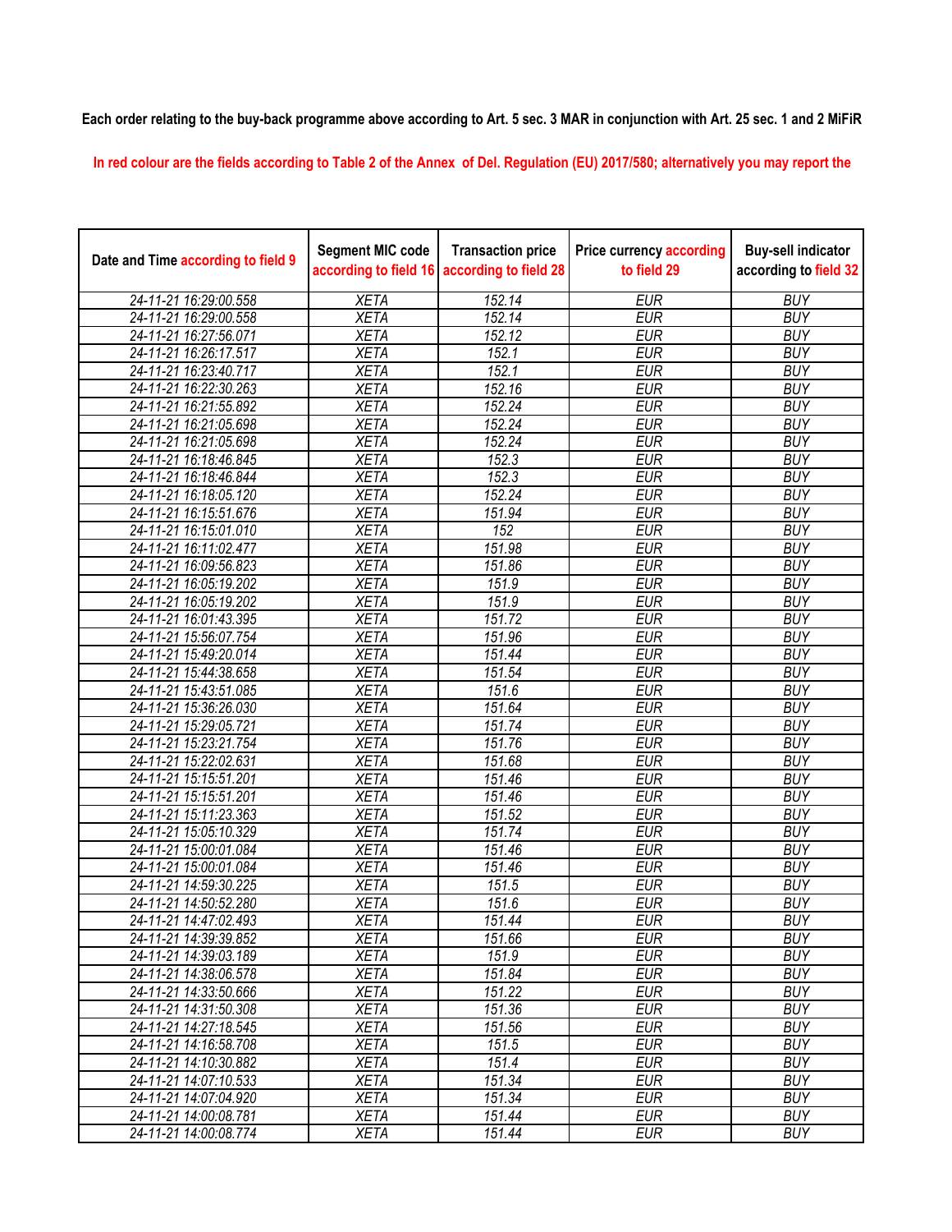**Each order relating to the buy-back programme above according to Art. 5 sec. 3 MAR in conjunction with Art. 25 sec. 1 and 2 MiFiR**

**In red colour are the fields according to Table 2 of the Annex of Del. Regulation (EU) 2017/580; alternatively you may report the**

| Date and Time according to field 9 | Segment MIC code according to field 16 | Transaction price according to field 28 | Price currency according to field 29 | Buy-sell indicator according to field 32 |
|---|---|---|---|---|
| 24-11-21 16:29:00.558 | XETA | 152.14 | EUR | BUY |
| 24-11-21 16:29:00.558 | XETA | 152.14 | EUR | BUY |
| 24-11-21 16:27:56.071 | XETA | 152.12 | EUR | BUY |
| 24-11-21 16:26:17.517 | XETA | 152.1 | EUR | BUY |
| 24-11-21 16:23:40.717 | XETA | 152.1 | EUR | BUY |
| 24-11-21 16:22:30.263 | XETA | 152.16 | EUR | BUY |
| 24-11-21 16:21:55.892 | XETA | 152.24 | EUR | BUY |
| 24-11-21 16:21:05.698 | XETA | 152.24 | EUR | BUY |
| 24-11-21 16:21:05.698 | XETA | 152.24 | EUR | BUY |
| 24-11-21 16:18:46.845 | XETA | 152.3 | EUR | BUY |
| 24-11-21 16:18:46.844 | XETA | 152.3 | EUR | BUY |
| 24-11-21 16:18:05.120 | XETA | 152.24 | EUR | BUY |
| 24-11-21 16:15:51.676 | XETA | 151.94 | EUR | BUY |
| 24-11-21 16:15:01.010 | XETA | 152 | EUR | BUY |
| 24-11-21 16:11:02.477 | XETA | 151.98 | EUR | BUY |
| 24-11-21 16:09:56.823 | XETA | 151.86 | EUR | BUY |
| 24-11-21 16:05:19.202 | XETA | 151.9 | EUR | BUY |
| 24-11-21 16:05:19.202 | XETA | 151.9 | EUR | BUY |
| 24-11-21 16:01:43.395 | XETA | 151.72 | EUR | BUY |
| 24-11-21 15:56:07.754 | XETA | 151.96 | EUR | BUY |
| 24-11-21 15:49:20.014 | XETA | 151.44 | EUR | BUY |
| 24-11-21 15:44:38.658 | XETA | 151.54 | EUR | BUY |
| 24-11-21 15:43:51.085 | XETA | 151.6 | EUR | BUY |
| 24-11-21 15:36:26.030 | XETA | 151.64 | EUR | BUY |
| 24-11-21 15:29:05.721 | XETA | 151.74 | EUR | BUY |
| 24-11-21 15:23:21.754 | XETA | 151.76 | EUR | BUY |
| 24-11-21 15:22:02.631 | XETA | 151.68 | EUR | BUY |
| 24-11-21 15:15:51.201 | XETA | 151.46 | EUR | BUY |
| 24-11-21 15:15:51.201 | XETA | 151.46 | EUR | BUY |
| 24-11-21 15:11:23.363 | XETA | 151.52 | EUR | BUY |
| 24-11-21 15:05:10.329 | XETA | 151.74 | EUR | BUY |
| 24-11-21 15:00:01.084 | XETA | 151.46 | EUR | BUY |
| 24-11-21 15:00:01.084 | XETA | 151.46 | EUR | BUY |
| 24-11-21 14:59:30.225 | XETA | 151.5 | EUR | BUY |
| 24-11-21 14:50:52.280 | XETA | 151.6 | EUR | BUY |
| 24-11-21 14:47:02.493 | XETA | 151.44 | EUR | BUY |
| 24-11-21 14:39:39.852 | XETA | 151.66 | EUR | BUY |
| 24-11-21 14:39:03.189 | XETA | 151.9 | EUR | BUY |
| 24-11-21 14:38:06.578 | XETA | 151.84 | EUR | BUY |
| 24-11-21 14:33:50.666 | XETA | 151.22 | EUR | BUY |
| 24-11-21 14:31:50.308 | XETA | 151.36 | EUR | BUY |
| 24-11-21 14:27:18.545 | XETA | 151.56 | EUR | BUY |
| 24-11-21 14:16:58.708 | XETA | 151.5 | EUR | BUY |
| 24-11-21 14:10:30.882 | XETA | 151.4 | EUR | BUY |
| 24-11-21 14:07:10.533 | XETA | 151.34 | EUR | BUY |
| 24-11-21 14:07:04.920 | XETA | 151.34 | EUR | BUY |
| 24-11-21 14:00:08.781 | XETA | 151.44 | EUR | BUY |
| 24-11-21 14:00:08.774 | XETA | 151.44 | EUR | BUY |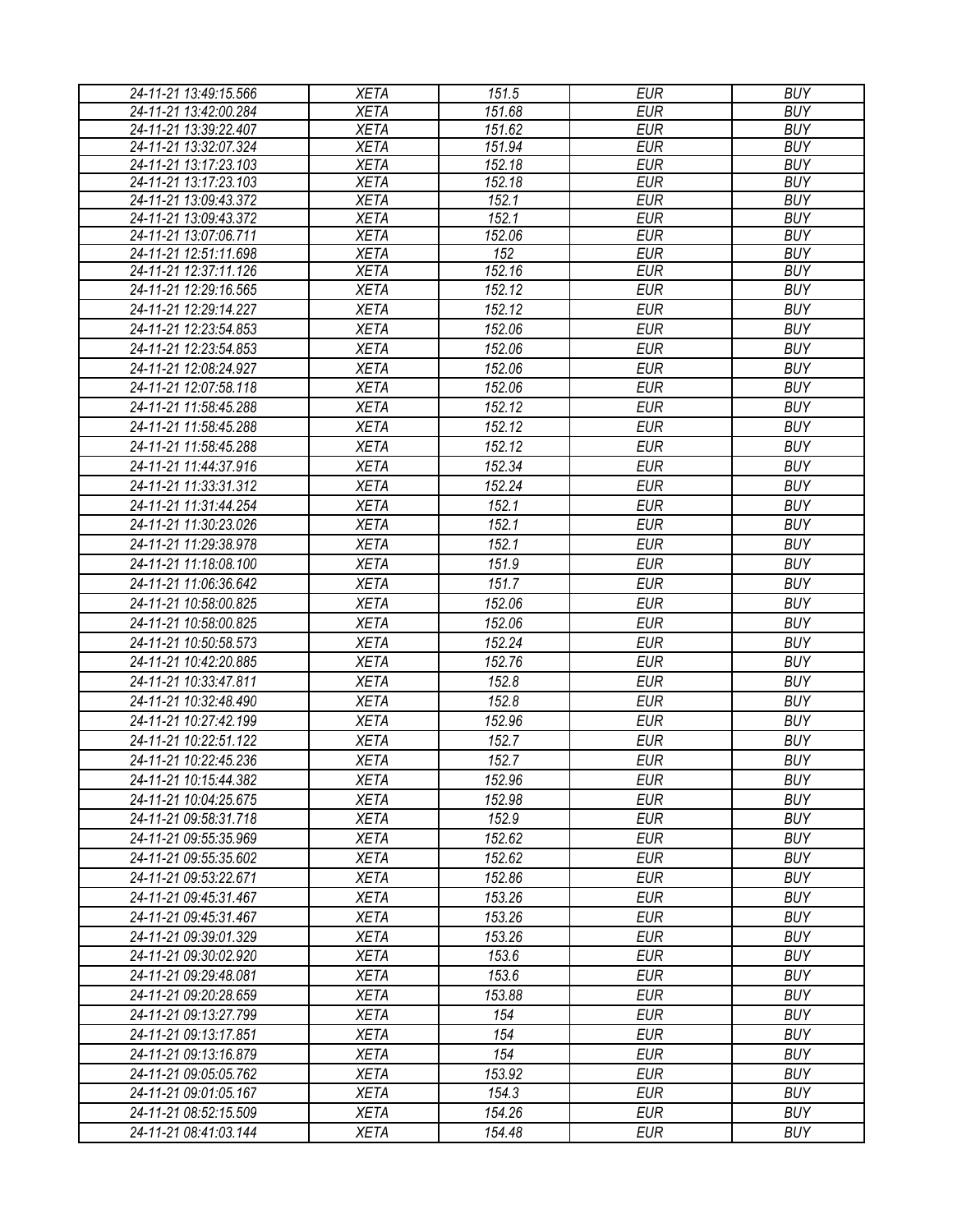| 24-11-21 13:49:15.566 | XETA | 151.5 | EUR | BUY |
|---|---|---|---|---|
| 24-11-21 13:42:00.284 | XETA | 151.68 | EUR | BUY |
| 24-11-21 13:39:22.407 | XETA | 151.62 | EUR | BUY |
| 24-11-21 13:32:07.324 | XETA | 151.94 | EUR | BUY |
| 24-11-21 13:17:23.103 | XETA | 152.18 | EUR | BUY |
| 24-11-21 13:17:23.103 | XETA | 152.18 | EUR | BUY |
| 24-11-21 13:09:43.372 | XETA | 152.1 | EUR | BUY |
| 24-11-21 13:09:43.372 | XETA | 152.1 | EUR | BUY |
| 24-11-21 13:07:06.711 | XETA | 152.06 | EUR | BUY |
| 24-11-21 12:51:11.698 | XETA | 152 | EUR | BUY |
| 24-11-21 12:37:11.126 | XETA | 152.16 | EUR | BUY |
| 24-11-21 12:29:16.565 | XETA | 152.12 | EUR | BUY |
| 24-11-21 12:29:14.227 | XETA | 152.12 | EUR | BUY |
| 24-11-21 12:23:54.853 | XETA | 152.06 | EUR | BUY |
| 24-11-21 12:23:54.853 | XETA | 152.06 | EUR | BUY |
| 24-11-21 12:08:24.927 | XETA | 152.06 | EUR | BUY |
| 24-11-21 12:07:58.118 | XETA | 152.06 | EUR | BUY |
| 24-11-21 11:58:45.288 | XETA | 152.12 | EUR | BUY |
| 24-11-21 11:58:45.288 | XETA | 152.12 | EUR | BUY |
| 24-11-21 11:58:45.288 | XETA | 152.12 | EUR | BUY |
| 24-11-21 11:44:37.916 | XETA | 152.34 | EUR | BUY |
| 24-11-21 11:33:31.312 | XETA | 152.24 | EUR | BUY |
| 24-11-21 11:31:44.254 | XETA | 152.1 | EUR | BUY |
| 24-11-21 11:30:23.026 | XETA | 152.1 | EUR | BUY |
| 24-11-21 11:29:38.978 | XETA | 152.1 | EUR | BUY |
| 24-11-21 11:18:08.100 | XETA | 151.9 | EUR | BUY |
| 24-11-21 11:06:36.642 | XETA | 151.7 | EUR | BUY |
| 24-11-21 10:58:00.825 | XETA | 152.06 | EUR | BUY |
| 24-11-21 10:58:00.825 | XETA | 152.06 | EUR | BUY |
| 24-11-21 10:50:58.573 | XETA | 152.24 | EUR | BUY |
| 24-11-21 10:42:20.885 | XETA | 152.76 | EUR | BUY |
| 24-11-21 10:33:47.811 | XETA | 152.8 | EUR | BUY |
| 24-11-21 10:32:48.490 | XETA | 152.8 | EUR | BUY |
| 24-11-21 10:27:42.199 | XETA | 152.96 | EUR | BUY |
| 24-11-21 10:22:51.122 | XETA | 152.7 | EUR | BUY |
| 24-11-21 10:22:45.236 | XETA | 152.7 | EUR | BUY |
| 24-11-21 10:15:44.382 | XETA | 152.96 | EUR | BUY |
| 24-11-21 10:04:25.675 | XETA | 152.98 | EUR | BUY |
| 24-11-21 09:58:31.718 | XETA | 152.9 | EUR | BUY |
| 24-11-21 09:55:35.969 | XETA | 152.62 | EUR | BUY |
| 24-11-21 09:55:35.602 | XETA | 152.62 | EUR | BUY |
| 24-11-21 09:53:22.671 | XETA | 152.86 | EUR | BUY |
| 24-11-21 09:45:31.467 | XETA | 153.26 | EUR | BUY |
| 24-11-21 09:45:31.467 | XETA | 153.26 | EUR | BUY |
| 24-11-21 09:39:01.329 | XETA | 153.26 | EUR | BUY |
| 24-11-21 09:30:02.920 | XETA | 153.6 | EUR | BUY |
| 24-11-21 09:29:48.081 | XETA | 153.6 | EUR | BUY |
| 24-11-21 09:20:28.659 | XETA | 153.88 | EUR | BUY |
| 24-11-21 09:13:27.799 | XETA | 154 | EUR | BUY |
| 24-11-21 09:13:17.851 | XETA | 154 | EUR | BUY |
| 24-11-21 09:13:16.879 | XETA | 154 | EUR | BUY |
| 24-11-21 09:05:05.762 | XETA | 153.92 | EUR | BUY |
| 24-11-21 09:01:05.167 | XETA | 154.3 | EUR | BUY |
| 24-11-21 08:52:15.509 | XETA | 154.26 | EUR | BUY |
| 24-11-21 08:41:03.144 | XETA | 154.48 | EUR | BUY |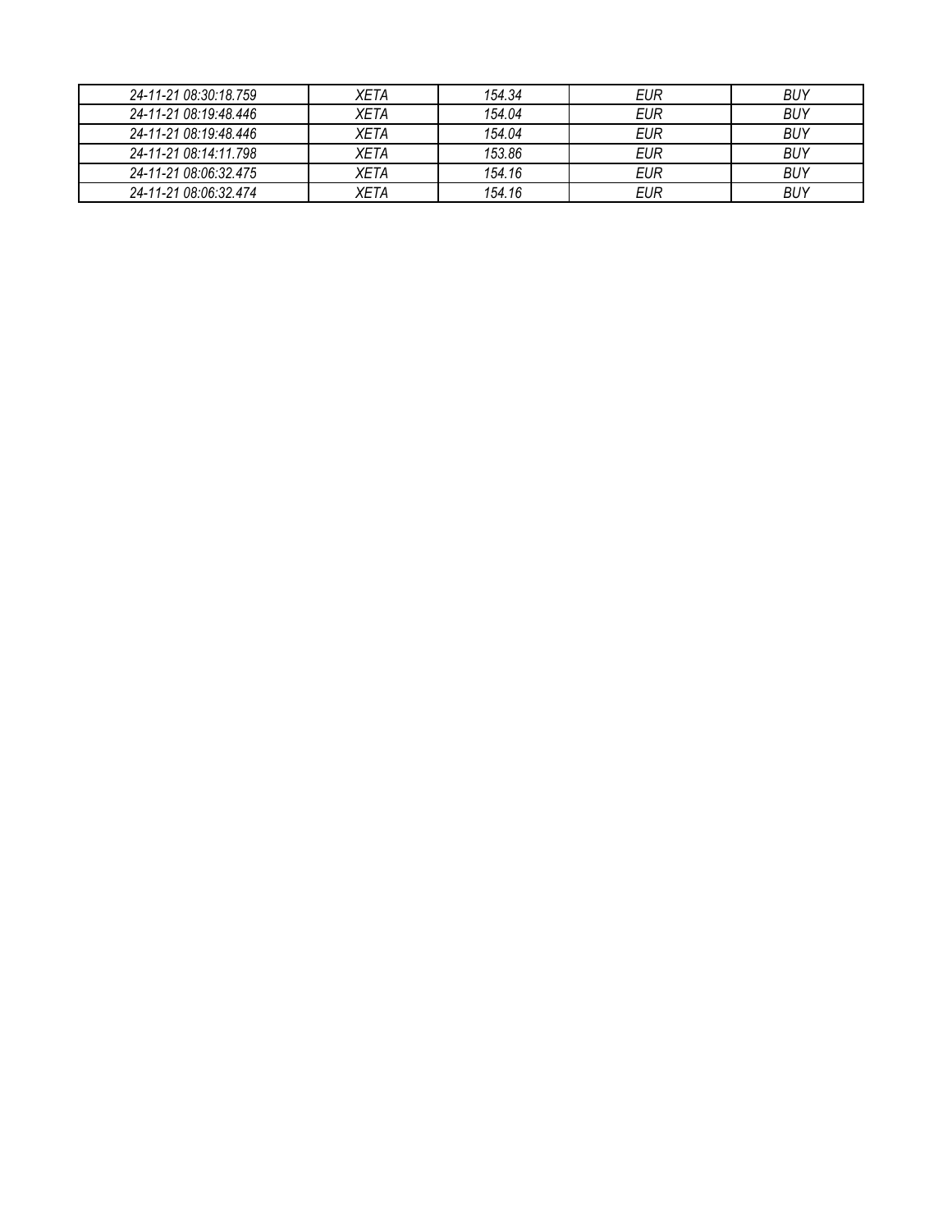| | | | | |
|---|---|---|---|---|
| *24-11-21 08:30:18.759* | *XETA* | *154.34* | *EUR* | *BUY* |
| *24-11-21 08:19:48.446* | *XETA* | *154.04* | *EUR* | *BUY* |
| *24-11-21 08:19:48.446* | *XETA* | *154.04* | *EUR* | *BUY* |
| *24-11-21 08:14:11.798* | *XETA* | *153.86* | *EUR* | *BUY* |
| *24-11-21 08:06:32.475* | *XETA* | *154.16* | *EUR* | *BUY* |
| *24-11-21 08:06:32.474* | *XETA* | *154.16* | *EUR* | *BUY* |